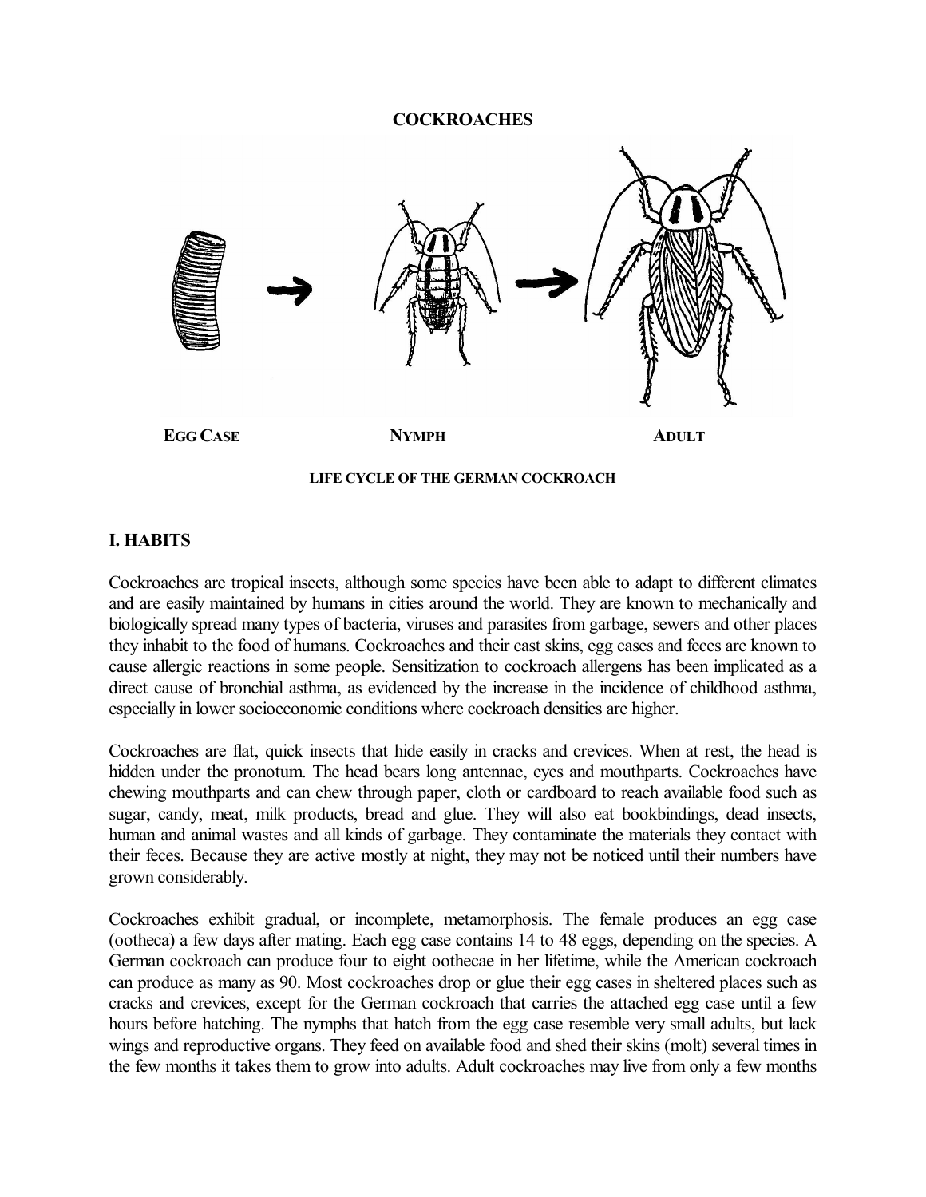# COCKROACHES

EGG CASE NYMPH ADULT

LIFE CYCLE OF THE GERMAN COCKROACH

## I. HABITS

Cockroaches are tropical insects, although some species have been able to adapt to different climates and are easily maintained by humans in cities around the world. They are known to mechanically and biologically spread many types of bacteria, viruses and parasites from garbage, sewers and other places they inhabit to the food of humans. Cockroaches and their cast skins, egg cases and feces are known to cause allergic reactions in some people. Sensitization to cockroach allergens has been implicated as a direct cause of bronchial asthma, as evidenced by the increase in the incidence of childhood asthma, especially in lower socioeconomic conditions where cockroach densities are higher.

Cockroaches are flat, quick insects that hide easily in cracks and crevices. When at rest, the head is hidden under the pronotum. The head bears long antennae, eyes and mouthparts. Cockroaches have chewing mouthparts and can chew through paper, cloth or cardboard to reach available food such as sugar, candy, meat, milk products, bread and glue. They will also eat bookbindings, dead insects, human and animal wastes and all kinds of garbage. They contaminate the materials they contact with their feces. Because they are active mostly at night, they may not be noticed until their numbers have grown considerably.

Cockroaches exhibit gradual, or incomplete, metamorphosis. The female produces an egg case (ootheca) a few days after mating. Each egg case contains 14 to 48 eggs, depending on the species. A German cockroach can produce four to eight oothecae in her lifetime, while the American cockroach can produce as many as 90. Most cockroaches drop or glue their egg cases in sheltered places such as cracks and crevices, except for the German cockroach that carries the attached egg case until a few hours before hatching. The nymphs that hatch from the egg case resemble very small adults, but lack wings and reproductive organs. They feed on available food and shed their skins (molt) several times in the few months it takes them to grow into adults. Adult cockroaches may live from only a few months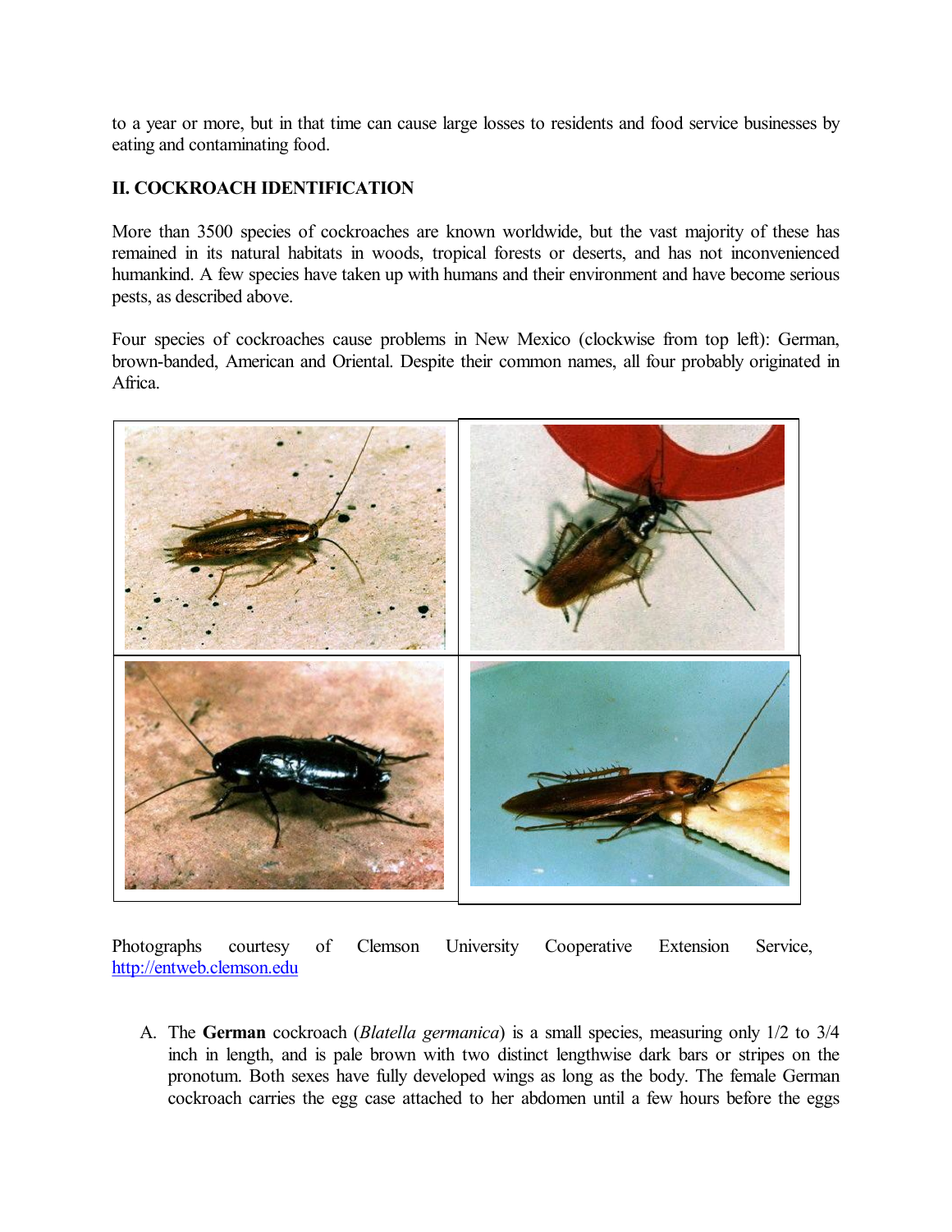to a year or more, but in that time can cause large losses to residents and food service businesses by eating and contaminating food.

## II. COCKROACH IDENTIFICATION

More than 3500 species of cockroaches are known worldwide, but the vast majority of these has remained in its natural habitats in woods, tropical forests or deserts, and has not inconvenienced humankind. A few species have taken up with humans and their environment and have become serious pests, as described above.

Four species of cockroaches cause problems in New Mexico (clockwise from top left): German, brown-banded, American and Oriental. Despite their common names, all four probably originated in Africa.

Photographs courtesy of Clemson University Cooperative Extension Service, http://entweb.clemson.edu

A. The **German** cockroach (*Blatella germanica*) is a small species, measuring only 1/2 to 3/4 inch in length, and is pale brown with two distinct lengthwise dark bars or stripes on the pronotum. Both sexes have fully developed wings as long as the body. The female German cockroach carries the egg case attached to her abdomen until a few hours before the eggs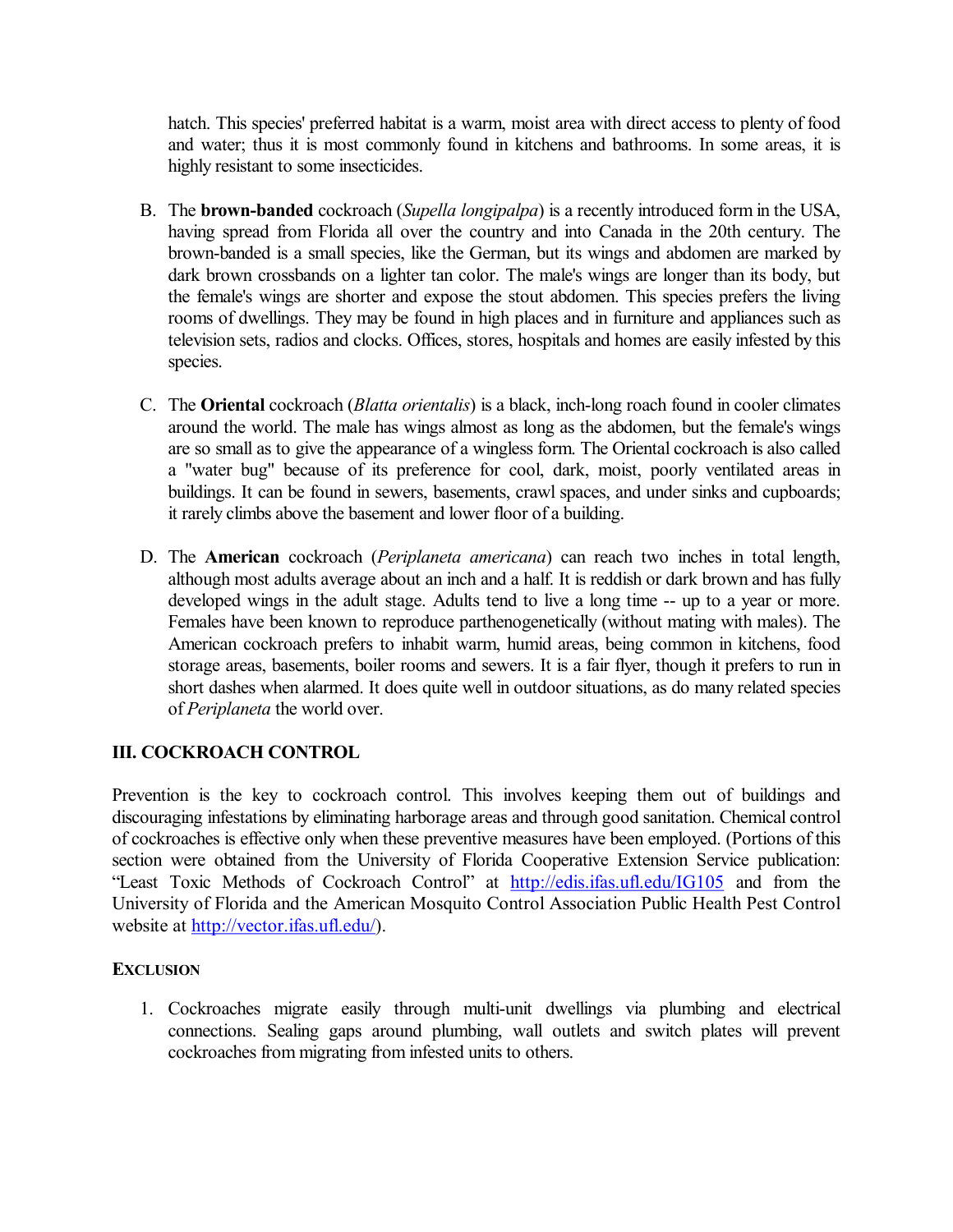hatch. This species' preferred habitat is a warm, moist area with direct access to plenty of food and water; thus it is most commonly found in kitchens and bathrooms. In some areas, it is highly resistant to some insecticides.

B. The **brown-banded** cockroach (*Supella longipalpa*) is a recently introduced form in the USA, having spread from Florida all over the country and into Canada in the 20th century. The brown-banded is a small species, like the German, but its wings and abdomen are marked by dark brown crossbands on a lighter tan color. The male's wings are longer than its body, but the female's wings are shorter and expose the stout abdomen. This species prefers the living rooms of dwellings. They may be found in high places and in furniture and appliances such as television sets, radios and clocks. Offices, stores, hospitals and homes are easily infested by this species.

C. The **Oriental** cockroach (*Blatta orientalis*) is a black, inch-long roach found in cooler climates around the world. The male has wings almost as long as the abdomen, but the female's wings are so small as to give the appearance of a wingless form. The Oriental cockroach is also called a "water bug" because of its preference for cool, dark, moist, poorly ventilated areas in buildings. It can be found in sewers, basements, crawl spaces, and under sinks and cupboards; it rarely climbs above the basement and lower floor of a building.

D. The **American** cockroach (*Periplaneta americana*) can reach two inches in total length, although most adults average about an inch and a half. It is reddish or dark brown and has fully developed wings in the adult stage. Adults tend to live a long time -- up to a year or more. Females have been known to reproduce parthenogenetically (without mating with males). The American cockroach prefers to inhabit warm, humid areas, being common in kitchens, food storage areas, basements, boiler rooms and sewers. It is a fair flyer, though it prefers to run in short dashes when alarmed. It does quite well in outdoor situations, as do many related species of *Periplaneta* the world over.

## III. COCKROACH CONTROL

Prevention is the key to cockroach control. This involves keeping them out of buildings and discouraging infestations by eliminating harborage areas and through good sanitation. Chemical control of cockroaches is effective only when these preventive measures have been employed. (Portions of this section were obtained from the University of Florida Cooperative Extension Service publication: "Least Toxic Methods of Cockroach Control" at http://edis.ifas.ufl.edu/IG105 and from the University of Florida and the American Mosquito Control Association Public Health Pest Control website at http://vector.ifas.ufl.edu/).

### EXCLUSION

1. Cockroaches migrate easily through multi-unit dwellings via plumbing and electrical connections. Sealing gaps around plumbing, wall outlets and switch plates will prevent cockroaches from migrating from infested units to others.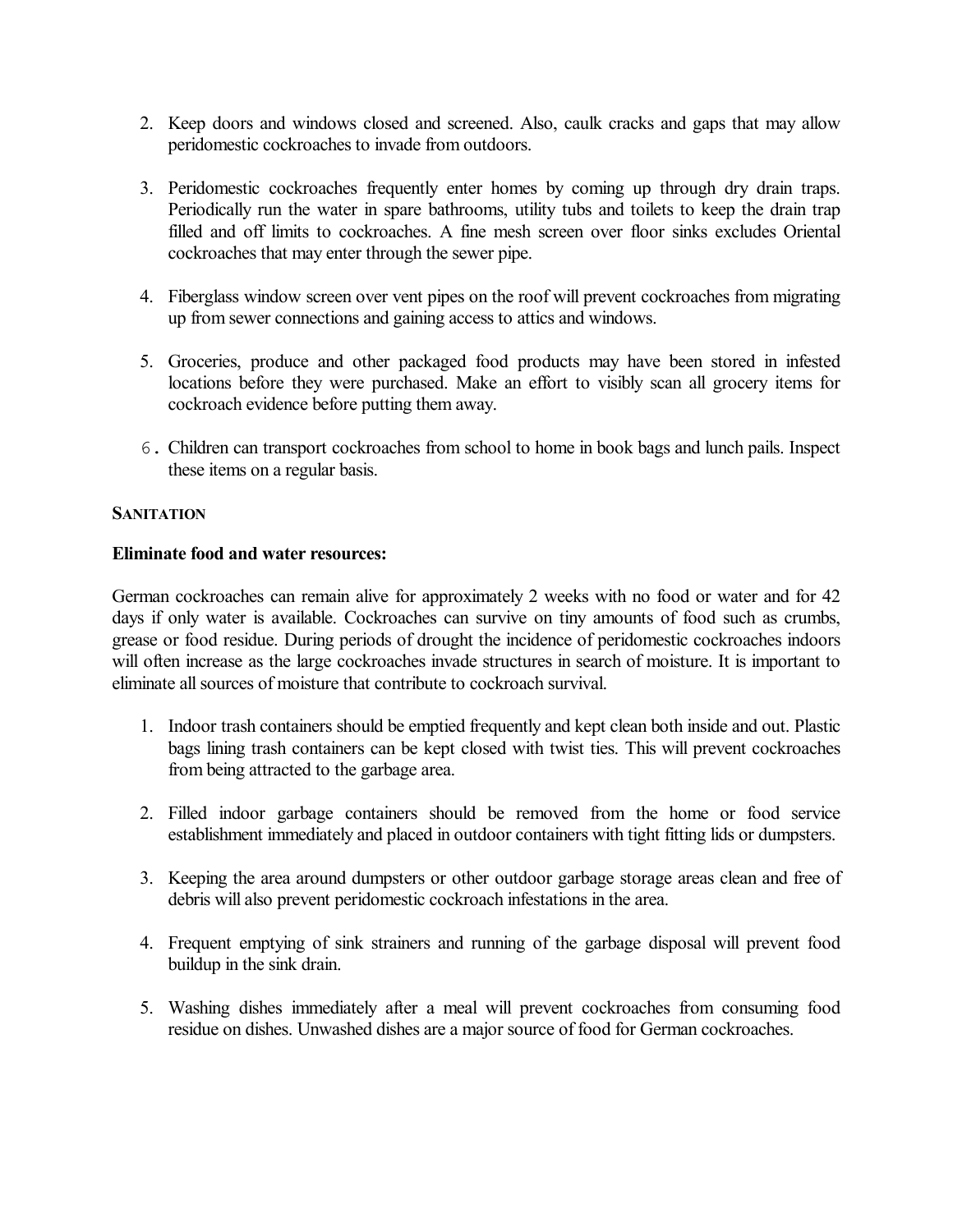2. Keep doors and windows closed and screened. Also, caulk cracks and gaps that may allow peridomestic cockroaches to invade from outdoors.

3. Peridomestic cockroaches frequently enter homes by coming up through dry drain traps. Periodically run the water in spare bathrooms, utility tubs and toilets to keep the drain trap filled and off limits to cockroaches. A fine mesh screen over floor sinks excludes Oriental cockroaches that may enter through the sewer pipe.

4. Fiberglass window screen over vent pipes on the roof will prevent cockroaches from migrating up from sewer connections and gaining access to attics and windows.

5. Groceries, produce and other packaged food products may have been stored in infested locations before they were purchased. Make an effort to visibly scan all grocery items for cockroach evidence before putting them away.

6. Children can transport cockroaches from school to home in book bags and lunch pails. Inspect these items on a regular basis.

**SANITATION**

**Eliminate food and water resources:**

German cockroaches can remain alive for approximately 2 weeks with no food or water and for 42 days if only water is available. Cockroaches can survive on tiny amounts of food such as crumbs, grease or food residue. During periods of drought the incidence of peridomestic cockroaches indoors will often increase as the large cockroaches invade structures in search of moisture. It is important to eliminate all sources of moisture that contribute to cockroach survival.

1. Indoor trash containers should be emptied frequently and kept clean both inside and out. Plastic bags lining trash containers can be kept closed with twist ties. This will prevent cockroaches from being attracted to the garbage area.

2. Filled indoor garbage containers should be removed from the home or food service establishment immediately and placed in outdoor containers with tight fitting lids or dumpsters.

3. Keeping the area around dumpsters or other outdoor garbage storage areas clean and free of debris will also prevent peridomestic cockroach infestations in the area.

4. Frequent emptying of sink strainers and running of the garbage disposal will prevent food buildup in the sink drain.

5. Washing dishes immediately after a meal will prevent cockroaches from consuming food residue on dishes. Unwashed dishes are a major source of food for German cockroaches.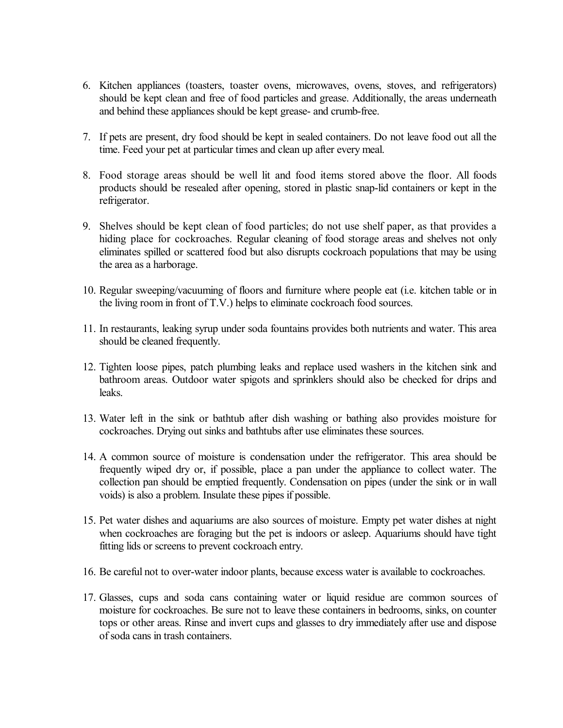6. Kitchen appliances (toasters, toaster ovens, microwaves, ovens, stoves, and refrigerators) should be kept clean and free of food particles and grease. Additionally, the areas underneath and behind these appliances should be kept grease- and crumb-free.

7. If pets are present, dry food should be kept in sealed containers. Do not leave food out all the time. Feed your pet at particular times and clean up after every meal.

8. Food storage areas should be well lit and food items stored above the floor. All foods products should be resealed after opening, stored in plastic snap-lid containers or kept in the refrigerator.

9. Shelves should be kept clean of food particles; do not use shelf paper, as that provides a hiding place for cockroaches. Regular cleaning of food storage areas and shelves not only eliminates spilled or scattered food but also disrupts cockroach populations that may be using the area as a harborage.

10. Regular sweeping/vacuuming of floors and furniture where people eat (i.e. kitchen table or in the living room in front of T.V.) helps to eliminate cockroach food sources.

11. In restaurants, leaking syrup under soda fountains provides both nutrients and water. This area should be cleaned frequently.

12. Tighten loose pipes, patch plumbing leaks and replace used washers in the kitchen sink and bathroom areas. Outdoor water spigots and sprinklers should also be checked for drips and leaks.

13. Water left in the sink or bathtub after dish washing or bathing also provides moisture for cockroaches. Drying out sinks and bathtubs after use eliminates these sources.

14. A common source of moisture is condensation under the refrigerator. This area should be frequently wiped dry or, if possible, place a pan under the appliance to collect water. The collection pan should be emptied frequently. Condensation on pipes (under the sink or in wall voids) is also a problem. Insulate these pipes if possible.

15. Pet water dishes and aquariums are also sources of moisture. Empty pet water dishes at night when cockroaches are foraging but the pet is indoors or asleep. Aquariums should have tight fitting lids or screens to prevent cockroach entry.

16. Be careful not to over-water indoor plants, because excess water is available to cockroaches.

17. Glasses, cups and soda cans containing water or liquid residue are common sources of moisture for cockroaches. Be sure not to leave these containers in bedrooms, sinks, on counter tops or other areas. Rinse and invert cups and glasses to dry immediately after use and dispose of soda cans in trash containers.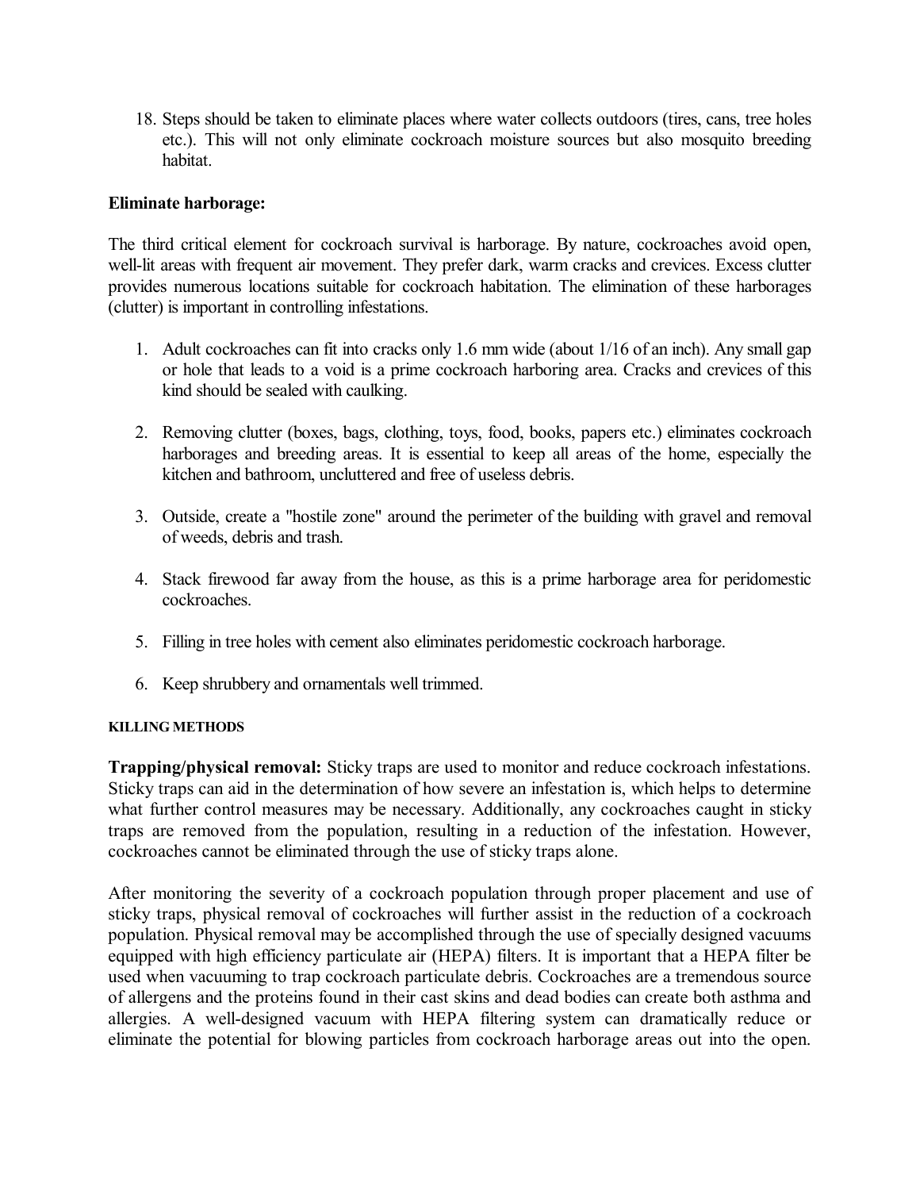18. Steps should be taken to eliminate places where water collects outdoors (tires, cans, tree holes etc.). This will not only eliminate cockroach moisture sources but also mosquito breeding habitat.

**Eliminate harborage:**

The third critical element for cockroach survival is harborage. By nature, cockroaches avoid open, well-lit areas with frequent air movement. They prefer dark, warm cracks and crevices. Excess clutter provides numerous locations suitable for cockroach habitation. The elimination of these harborages (clutter) is important in controlling infestations.

1. Adult cockroaches can fit into cracks only 1.6 mm wide (about 1/16 of an inch). Any small gap or hole that leads to a void is a prime cockroach harboring area. Cracks and crevices of this kind should be sealed with caulking.

2. Removing clutter (boxes, bags, clothing, toys, food, books, papers etc.) eliminates cockroach harborages and breeding areas. It is essential to keep all areas of the home, especially the kitchen and bathroom, uncluttered and free of useless debris.

3. Outside, create a "hostile zone" around the perimeter of the building with gravel and removal of weeds, debris and trash.

4. Stack firewood far away from the house, as this is a prime harborage area for peridomestic cockroaches.

5. Filling in tree holes with cement also eliminates peridomestic cockroach harborage.

6. Keep shrubbery and ornamentals well trimmed.

#### KILLING METHODS

**Trapping/physical removal:** Sticky traps are used to monitor and reduce cockroach infestations. Sticky traps can aid in the determination of how severe an infestation is, which helps to determine what further control measures may be necessary. Additionally, any cockroaches caught in sticky traps are removed from the population, resulting in a reduction of the infestation. However, cockroaches cannot be eliminated through the use of sticky traps alone.

After monitoring the severity of a cockroach population through proper placement and use of sticky traps, physical removal of cockroaches will further assist in the reduction of a cockroach population. Physical removal may be accomplished through the use of specially designed vacuums equipped with high efficiency particulate air (HEPA) filters. It is important that a HEPA filter be used when vacuuming to trap cockroach particulate debris. Cockroaches are a tremendous source of allergens and the proteins found in their cast skins and dead bodies can create both asthma and allergies. A well-designed vacuum with HEPA filtering system can dramatically reduce or eliminate the potential for blowing particles from cockroach harborage areas out into the open.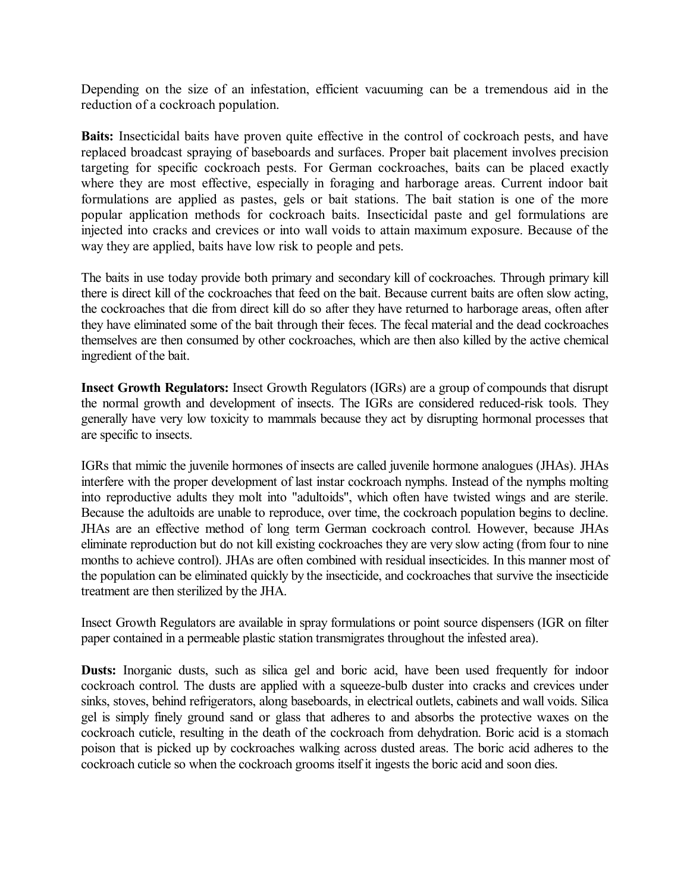Depending on the size of an infestation, efficient vacuuming can be a tremendous aid in the reduction of a cockroach population.

**Baits:** Insecticidal baits have proven quite effective in the control of cockroach pests, and have replaced broadcast spraying of baseboards and surfaces. Proper bait placement involves precision targeting for specific cockroach pests. For German cockroaches, baits can be placed exactly where they are most effective, especially in foraging and harborage areas. Current indoor bait formulations are applied as pastes, gels or bait stations. The bait station is one of the more popular application methods for cockroach baits. Insecticidal paste and gel formulations are injected into cracks and crevices or into wall voids to attain maximum exposure. Because of the way they are applied, baits have low risk to people and pets.

The baits in use today provide both primary and secondary kill of cockroaches. Through primary kill there is direct kill of the cockroaches that feed on the bait. Because current baits are often slow acting, the cockroaches that die from direct kill do so after they have returned to harborage areas, often after they have eliminated some of the bait through their feces. The fecal material and the dead cockroaches themselves are then consumed by other cockroaches, which are then also killed by the active chemical ingredient of the bait.

**Insect Growth Regulators:** Insect Growth Regulators (IGRs) are a group of compounds that disrupt the normal growth and development of insects. The IGRs are considered reduced-risk tools. They generally have very low toxicity to mammals because they act by disrupting hormonal processes that are specific to insects.

IGRs that mimic the juvenile hormones of insects are called juvenile hormone analogues (JHAs). JHAs interfere with the proper development of last instar cockroach nymphs. Instead of the nymphs molting into reproductive adults they molt into "adultoids", which often have twisted wings and are sterile. Because the adultoids are unable to reproduce, over time, the cockroach population begins to decline. JHAs are an effective method of long term German cockroach control. However, because JHAs eliminate reproduction but do not kill existing cockroaches they are very slow acting (from four to nine months to achieve control). JHAs are often combined with residual insecticides. In this manner most of the population can be eliminated quickly by the insecticide, and cockroaches that survive the insecticide treatment are then sterilized by the JHA.

Insect Growth Regulators are available in spray formulations or point source dispensers (IGR on filter paper contained in a permeable plastic station transmigrates throughout the infested area).

**Dusts:** Inorganic dusts, such as silica gel and boric acid, have been used frequently for indoor cockroach control. The dusts are applied with a squeeze-bulb duster into cracks and crevices under sinks, stoves, behind refrigerators, along baseboards, in electrical outlets, cabinets and wall voids. Silica gel is simply finely ground sand or glass that adheres to and absorbs the protective waxes on the cockroach cuticle, resulting in the death of the cockroach from dehydration. Boric acid is a stomach poison that is picked up by cockroaches walking across dusted areas. The boric acid adheres to the cockroach cuticle so when the cockroach grooms itself it ingests the boric acid and soon dies.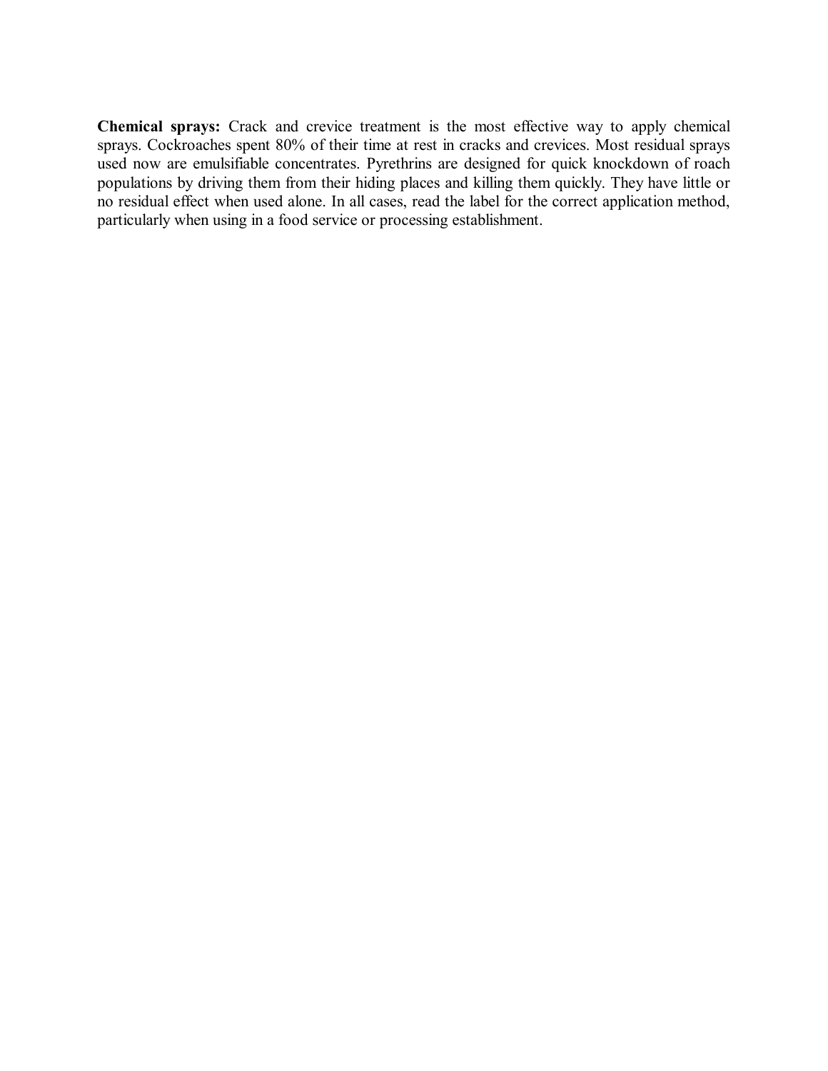**Chemical sprays:** Crack and crevice treatment is the most effective way to apply chemical sprays. Cockroaches spent 80% of their time at rest in cracks and crevices. Most residual sprays used now are emulsifiable concentrates. Pyrethrins are designed for quick knockdown of roach populations by driving them from their hiding places and killing them quickly. They have little or no residual effect when used alone. In all cases, read the label for the correct application method, particularly when using in a food service or processing establishment.